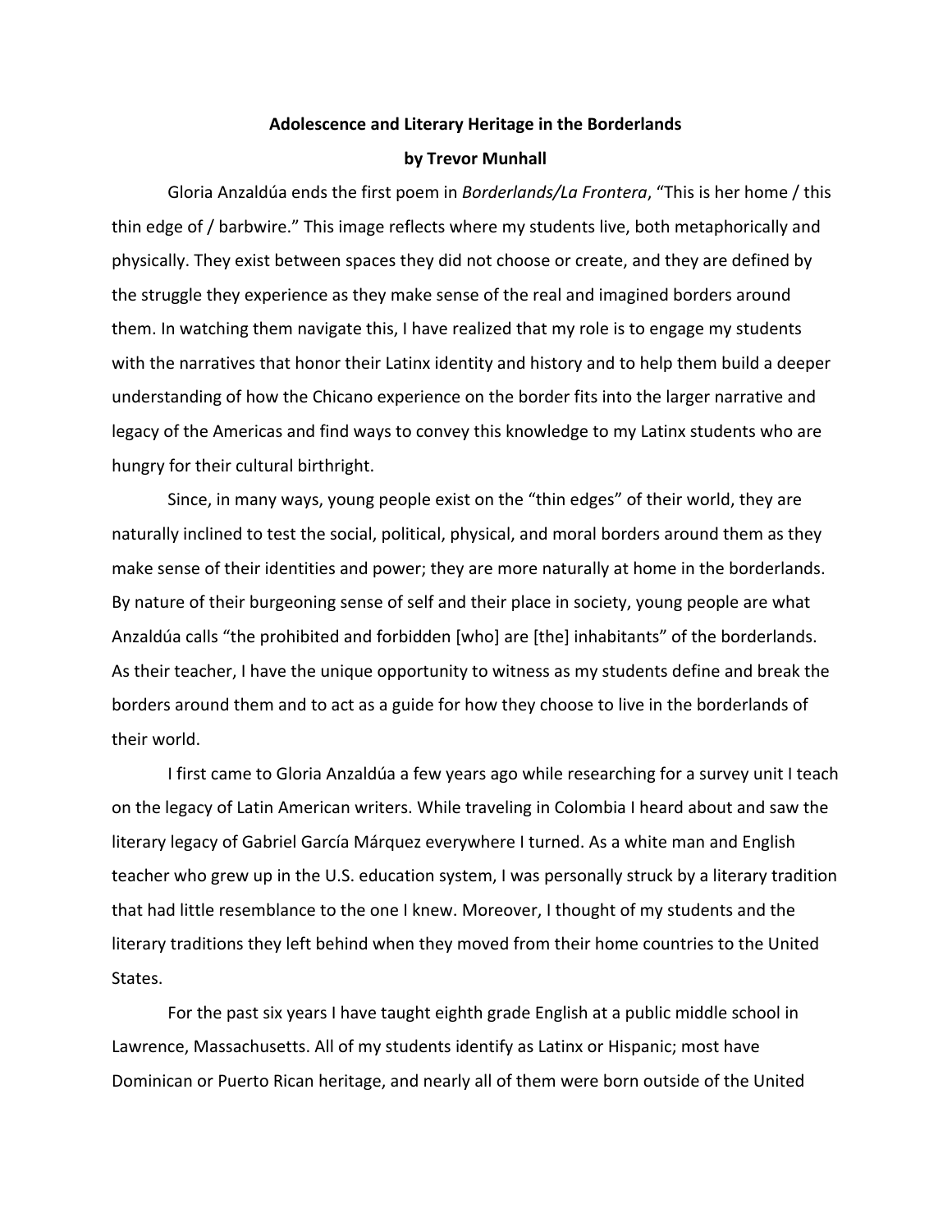**Adolescence and Literary Heritage in the Borderlands**

**by Trevor Munhall**

Gloria Anzaldúa ends the first poem in *Borderlands/La Frontera*, "This is her home / this thin edge of / barbwire." This image reflects where my students live, both metaphorically and physically. They exist between spaces they did not choose or create, and they are defined by the struggle they experience as they make sense of the real and imagined borders around them. In watching them navigate this, I have realized that my role is to engage my students with the narratives that honor their Latinx identity and history and to help them build a deeper understanding of how the Chicano experience on the border fits into the larger narrative and legacy of the Americas and find ways to convey this knowledge to my Latinx students who are hungry for their cultural birthright.

Since, in many ways, young people exist on the "thin edges" of their world, they are naturally inclined to test the social, political, physical, and moral borders around them as they make sense of their identities and power; they are more naturally at home in the borderlands. By nature of their burgeoning sense of self and their place in society, young people are what Anzaldúa calls "the prohibited and forbidden [who] are [the] inhabitants" of the borderlands. As their teacher, I have the unique opportunity to witness as my students define and break the borders around them and to act as a guide for how they choose to live in the borderlands of their world.

I first came to Gloria Anzaldúa a few years ago while researching for a survey unit I teach on the legacy of Latin American writers. While traveling in Colombia I heard about and saw the literary legacy of Gabriel García Márquez everywhere I turned. As a white man and English teacher who grew up in the U.S. education system, I was personally struck by a literary tradition that had little resemblance to the one I knew. Moreover, I thought of my students and the literary traditions they left behind when they moved from their home countries to the United States.

For the past six years I have taught eighth grade English at a public middle school in Lawrence, Massachusetts. All of my students identify as Latinx or Hispanic; most have Dominican or Puerto Rican heritage, and nearly all of them were born outside of the United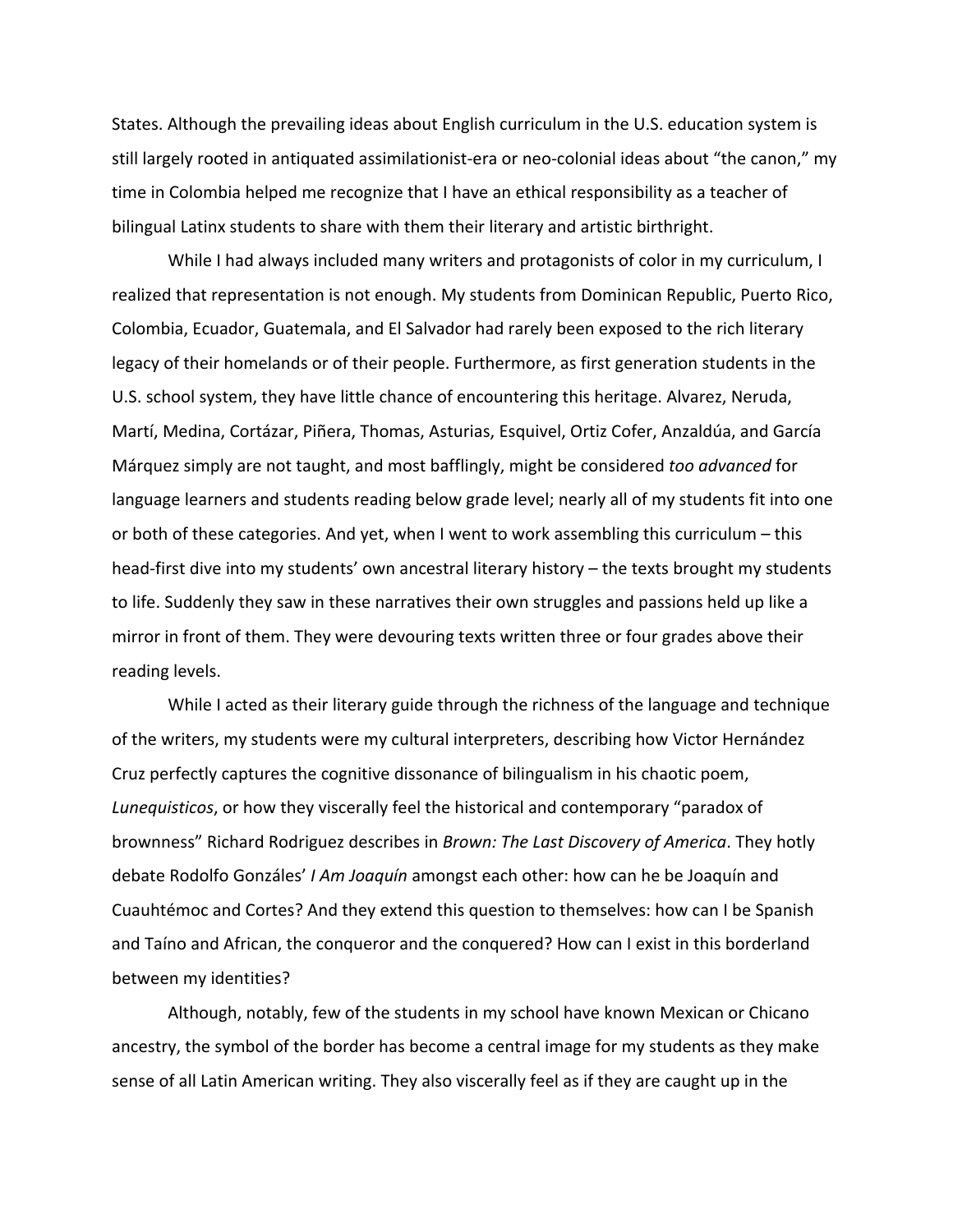States. Although the prevailing ideas about English curriculum in the U.S. education system is still largely rooted in antiquated assimilationist-era or neo-colonial ideas about "the canon," my time in Colombia helped me recognize that I have an ethical responsibility as a teacher of bilingual Latinx students to share with them their literary and artistic birthright.

While I had always included many writers and protagonists of color in my curriculum, I realized that representation is not enough. My students from Dominican Republic, Puerto Rico, Colombia, Ecuador, Guatemala, and El Salvador had rarely been exposed to the rich literary legacy of their homelands or of their people. Furthermore, as first generation students in the U.S. school system, they have little chance of encountering this heritage. Alvarez, Neruda, Martí, Medina, Cortázar, Piñera, Thomas, Asturias, Esquivel, Ortiz Cofer, Anzaldúa, and García Márquez simply are not taught, and most bafflingly, might be considered *too advanced* for language learners and students reading below grade level; nearly all of my students fit into one or both of these categories. And yet, when I went to work assembling this curriculum – this head-first dive into my students' own ancestral literary history – the texts brought my students to life. Suddenly they saw in these narratives their own struggles and passions held up like a mirror in front of them. They were devouring texts written three or four grades above their reading levels.

While I acted as their literary guide through the richness of the language and technique of the writers, my students were my cultural interpreters, describing how Victor Hernández Cruz perfectly captures the cognitive dissonance of bilingualism in his chaotic poem, *Lunequisticos*, or how they viscerally feel the historical and contemporary "paradox of brownness" Richard Rodriguez describes in *Brown: The Last Discovery of America*. They hotly debate Rodolfo Gonzáles' *I Am Joaquín* amongst each other: how can he be Joaquín and Cuauhtémoc and Cortes? And they extend this question to themselves: how can I be Spanish and Taíno and African, the conqueror and the conquered? How can I exist in this borderland between my identities?

Although, notably, few of the students in my school have known Mexican or Chicano ancestry, the symbol of the border has become a central image for my students as they make sense of all Latin American writing. They also viscerally feel as if they are caught up in the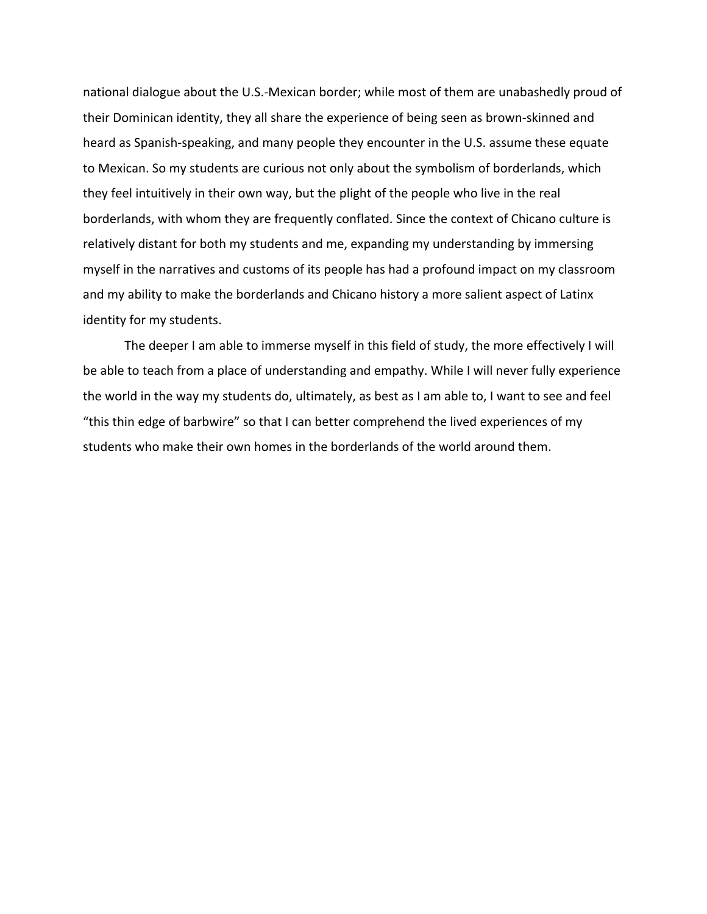national dialogue about the U.S.-Mexican border; while most of them are unabashedly proud of their Dominican identity, they all share the experience of being seen as brown-skinned and heard as Spanish-speaking, and many people they encounter in the U.S. assume these equate to Mexican. So my students are curious not only about the symbolism of borderlands, which they feel intuitively in their own way, but the plight of the people who live in the real borderlands, with whom they are frequently conflated. Since the context of Chicano culture is relatively distant for both my students and me, expanding my understanding by immersing myself in the narratives and customs of its people has had a profound impact on my classroom and my ability to make the borderlands and Chicano history a more salient aspect of Latinx identity for my students.

The deeper I am able to immerse myself in this field of study, the more effectively I will be able to teach from a place of understanding and empathy. While I will never fully experience the world in the way my students do, ultimately, as best as I am able to, I want to see and feel "this thin edge of barbwire" so that I can better comprehend the lived experiences of my students who make their own homes in the borderlands of the world around them.